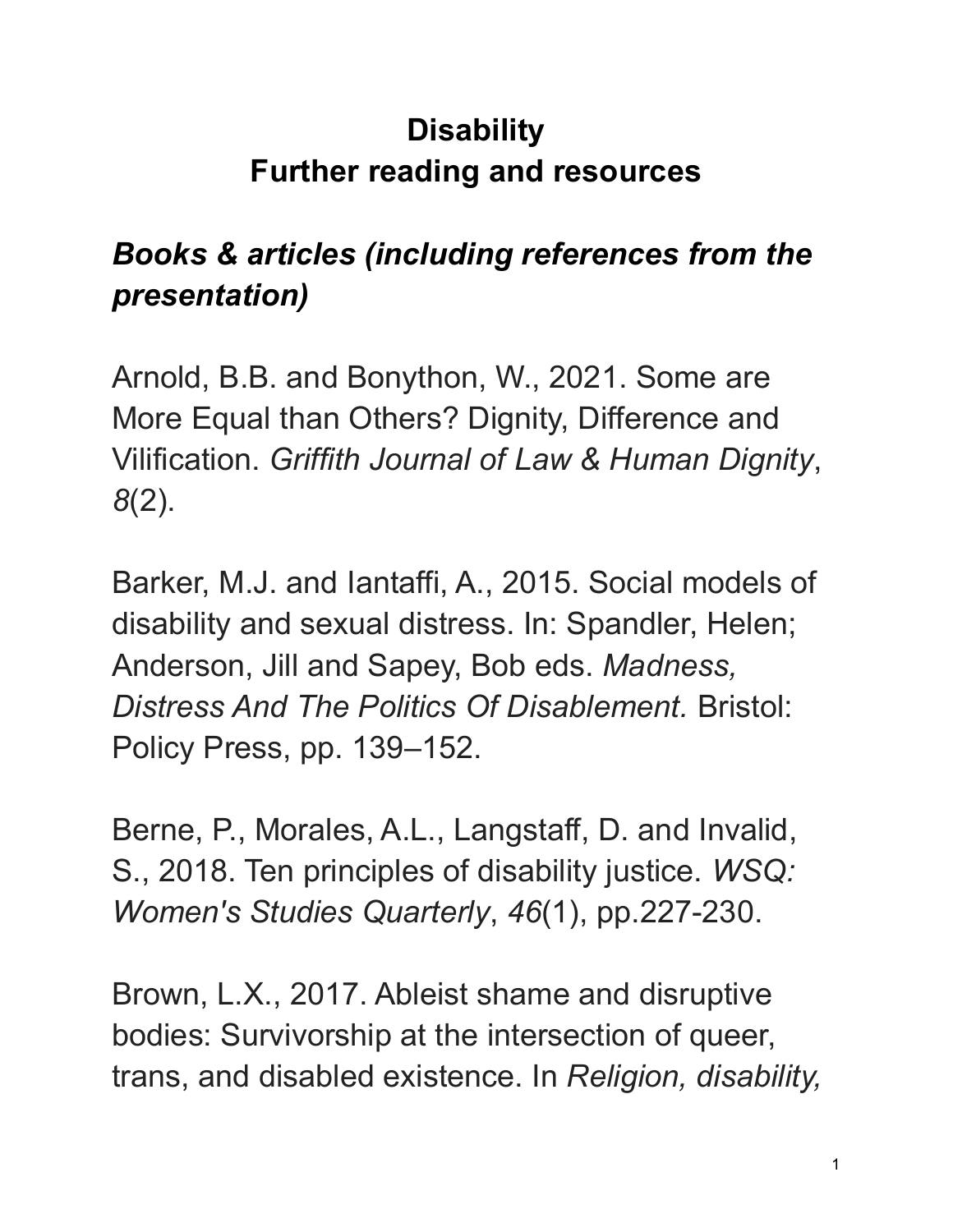# Disability
# Further reading and resources

## *Books & articles (including references from the presentation)*

Arnold, B.B. and Bonython, W., 2021. Some are More Equal than Others? Dignity, Difference and Vilification. *Griffith Journal of Law & Human Dignity*, *8*(2).

Barker, M.J. and Iantaffi, A., 2015. Social models of disability and sexual distress. In: Spandler, Helen; Anderson, Jill and Sapey, Bob eds. *Madness, Distress And The Politics Of Disablement.* Bristol: Policy Press, pp. 139–152.

Berne, P., Morales, A.L., Langstaff, D. and Invalid, S., 2018. Ten principles of disability justice. *WSQ: Women's Studies Quarterly*, *46*(1), pp.227-230.

Brown, L.X., 2017. Ableist shame and disruptive bodies: Survivorship at the intersection of queer, trans, and disabled existence. In *Religion, disability,*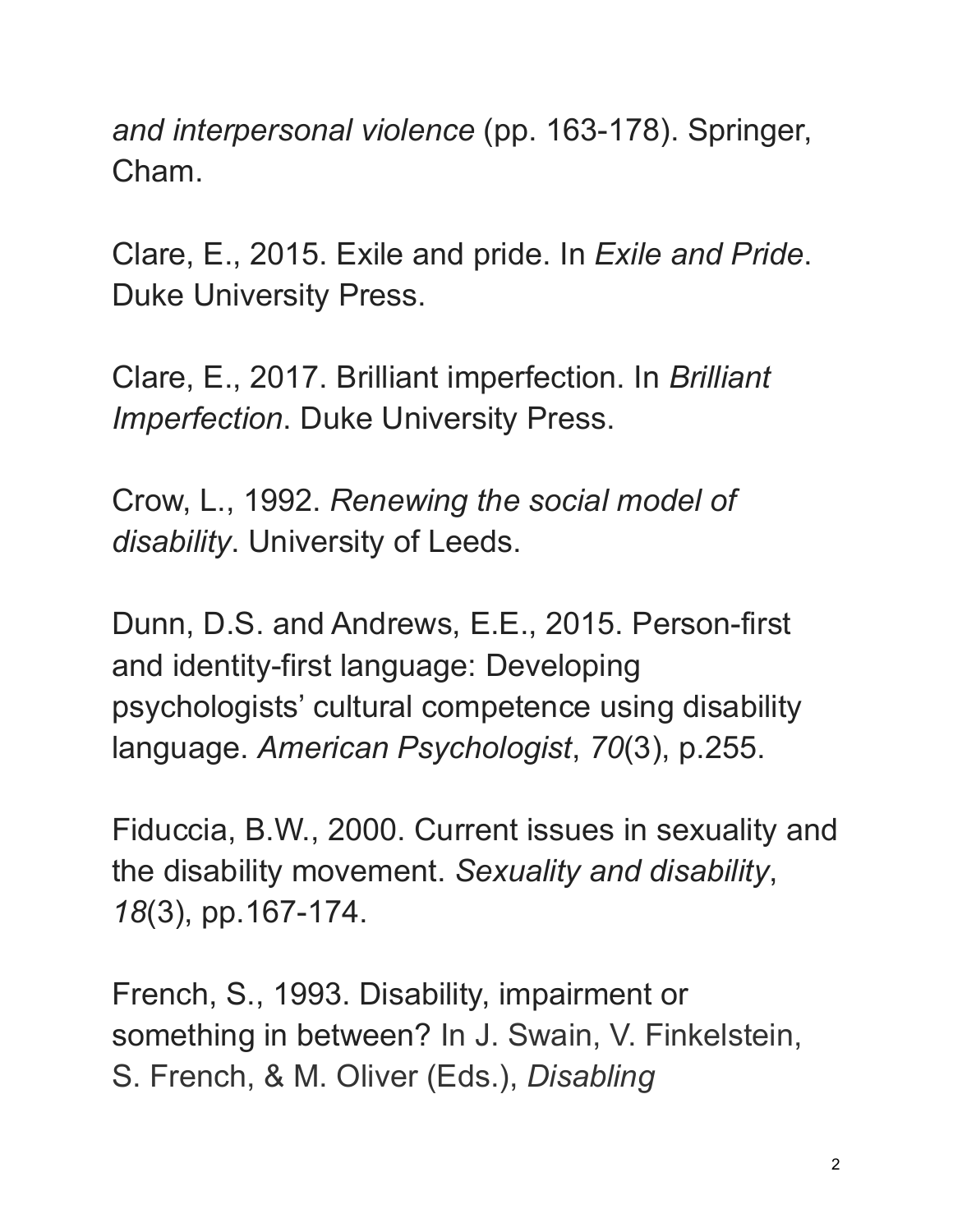*and interpersonal violence* (pp. 163-178). Springer, Cham.

Clare, E., 2015. Exile and pride. In *Exile and Pride*. Duke University Press.

Clare, E., 2017. Brilliant imperfection. In *Brilliant Imperfection*. Duke University Press.

Crow, L., 1992. *Renewing the social model of disability*. University of Leeds.

Dunn, D.S. and Andrews, E.E., 2015. Person-first and identity-first language: Developing psychologists' cultural competence using disability language. *American Psychologist*, *70*(3), p.255.

Fiduccia, B.W., 2000. Current issues in sexuality and the disability movement. *Sexuality and disability*, *18*(3), pp.167-174.

French, S., 1993. Disability, impairment or something in between? In J. Swain, V. Finkelstein, S. French, & M. Oliver (Eds.), *Disabling*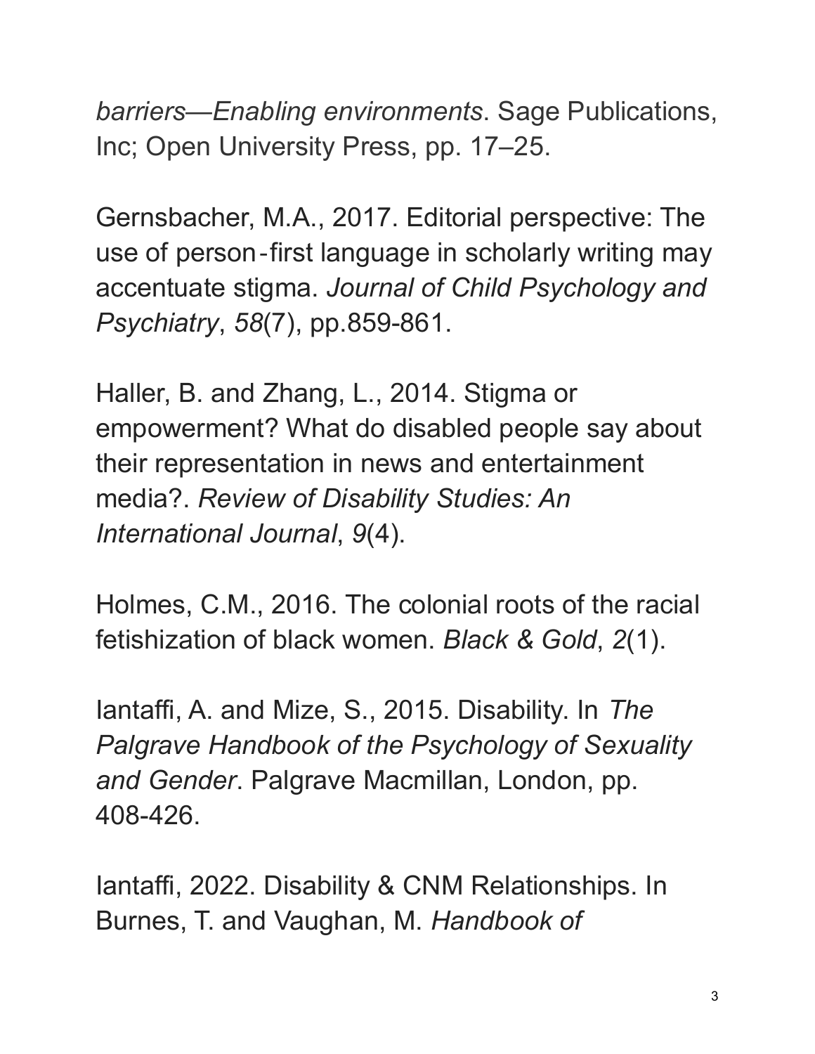*barriers—Enabling environments*. Sage Publications, Inc; Open University Press, pp. 17–25.

Gernsbacher, M.A., 2017. Editorial perspective: The use of person‐first language in scholarly writing may accentuate stigma. *Journal of Child Psychology and Psychiatry*, *58*(7), pp.859-861.

Haller, B. and Zhang, L., 2014. Stigma or empowerment? What do disabled people say about their representation in news and entertainment media?. *Review of Disability Studies: An International Journal*, *9*(4).

Holmes, C.M., 2016. The colonial roots of the racial fetishization of black women. *Black & Gold*, *2*(1).

Iantaffi, A. and Mize, S., 2015. Disability. In *The Palgrave Handbook of the Psychology of Sexuality and Gender*. Palgrave Macmillan, London, pp. 408-426.

Iantaffi, 2022. Disability & CNM Relationships. In Burnes, T. and Vaughan, M. *Handbook of*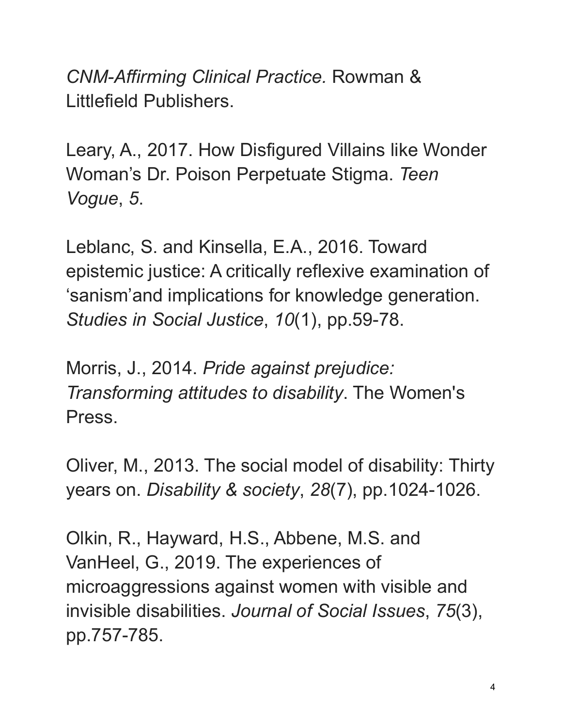*CNM-Affirming Clinical Practice.* Rowman & Littlefield Publishers.

Leary, A., 2017. How Disfigured Villains like Wonder Woman's Dr. Poison Perpetuate Stigma. *Teen Vogue*, *5*.

Leblanc, S. and Kinsella, E.A., 2016. Toward epistemic justice: A critically reflexive examination of 'sanism'and implications for knowledge generation. *Studies in Social Justice*, *10*(1), pp.59-78.

Morris, J., 2014. *Pride against prejudice: Transforming attitudes to disability*. The Women's Press.

Oliver, M., 2013. The social model of disability: Thirty years on. *Disability & society*, *28*(7), pp.1024-1026.

Olkin, R., Hayward, H.S., Abbene, M.S. and VanHeel, G., 2019. The experiences of microaggressions against women with visible and invisible disabilities. *Journal of Social Issues*, *75*(3), pp.757-785.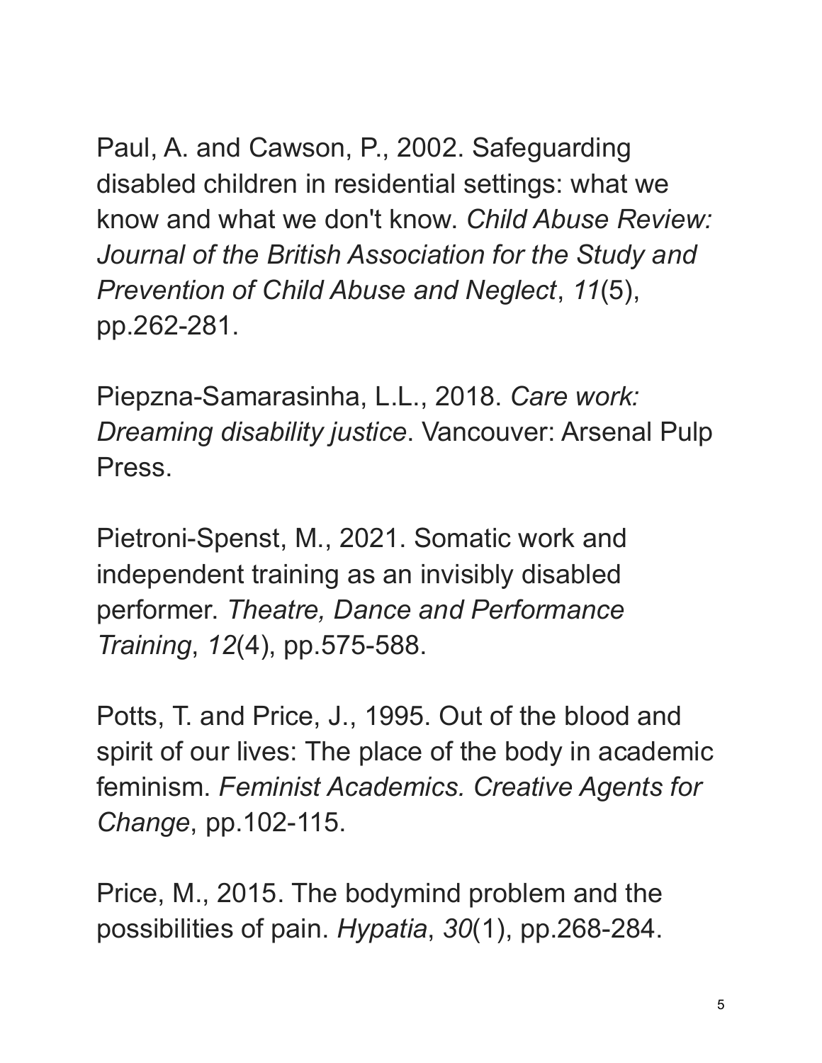Paul, A. and Cawson, P., 2002. Safeguarding disabled children in residential settings: what we know and what we don't know. *Child Abuse Review: Journal of the British Association for the Study and Prevention of Child Abuse and Neglect*, *11*(5), pp.262-281.

Piepzna-Samarasinha, L.L., 2018. *Care work: Dreaming disability justice*. Vancouver: Arsenal Pulp Press.

Pietroni-Spenst, M., 2021. Somatic work and independent training as an invisibly disabled performer. *Theatre, Dance and Performance Training*, *12*(4), pp.575-588.

Potts, T. and Price, J., 1995. Out of the blood and spirit of our lives: The place of the body in academic feminism. *Feminist Academics. Creative Agents for Change*, pp.102-115.

Price, M., 2015. The bodymind problem and the possibilities of pain. *Hypatia*, *30*(1), pp.268-284.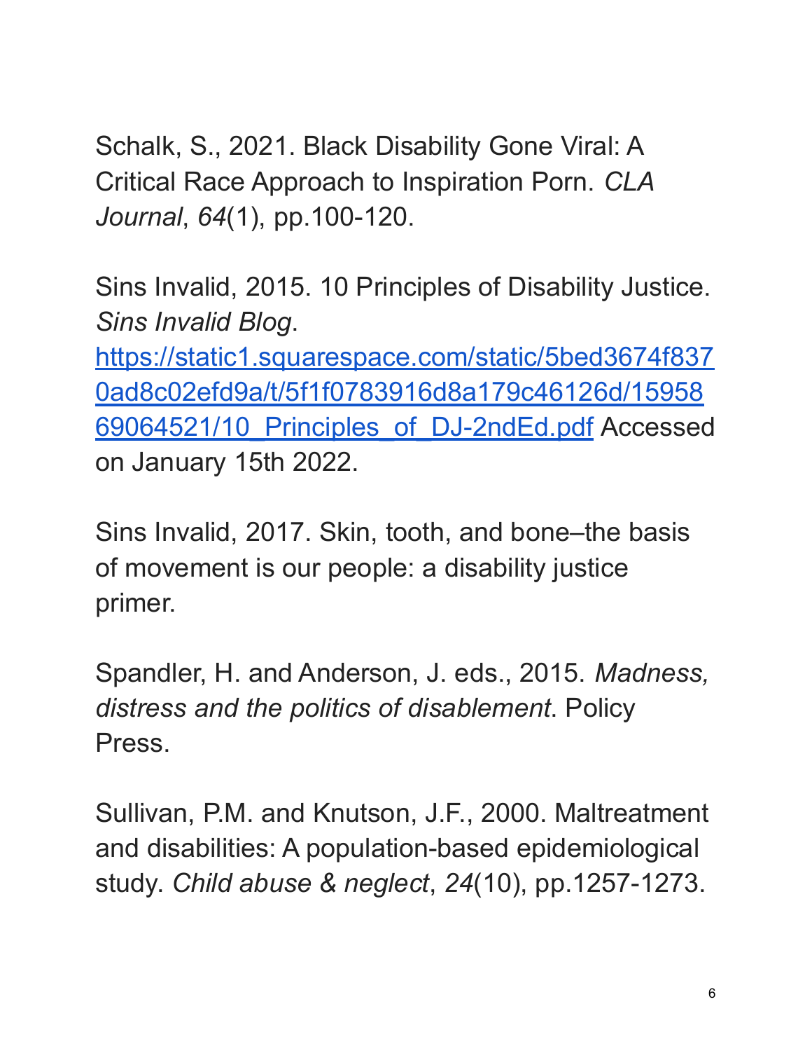Schalk, S., 2021. Black Disability Gone Viral: A Critical Race Approach to Inspiration Porn. *CLA Journal*, *64*(1), pp.100-120.

Sins Invalid, 2015. 10 Principles of Disability Justice. *Sins Invalid Blog*. [https://static1.squarespace.com/static/5bed3674f8370ad8c02efd9a/t/5f1f0783916d8a179c46126d/1595869064521/10_Principles_of_DJ-2ndEd.pdf](https://static1.squarespace.com/static/5bed3674f8370ad8c02efd9a/t/5f1f0783916d8a179c46126d/1595869064521/10_Principles_of_DJ-2ndEd.pdf) Accessed on January 15th 2022.

Sins Invalid, 2017. Skin, tooth, and bone–the basis of movement is our people: a disability justice primer.

Spandler, H. and Anderson, J. eds., 2015. *Madness, distress and the politics of disablement*. Policy Press.

Sullivan, P.M. and Knutson, J.F., 2000. Maltreatment and disabilities: A population-based epidemiological study. *Child abuse & neglect*, *24*(10), pp.1257-1273.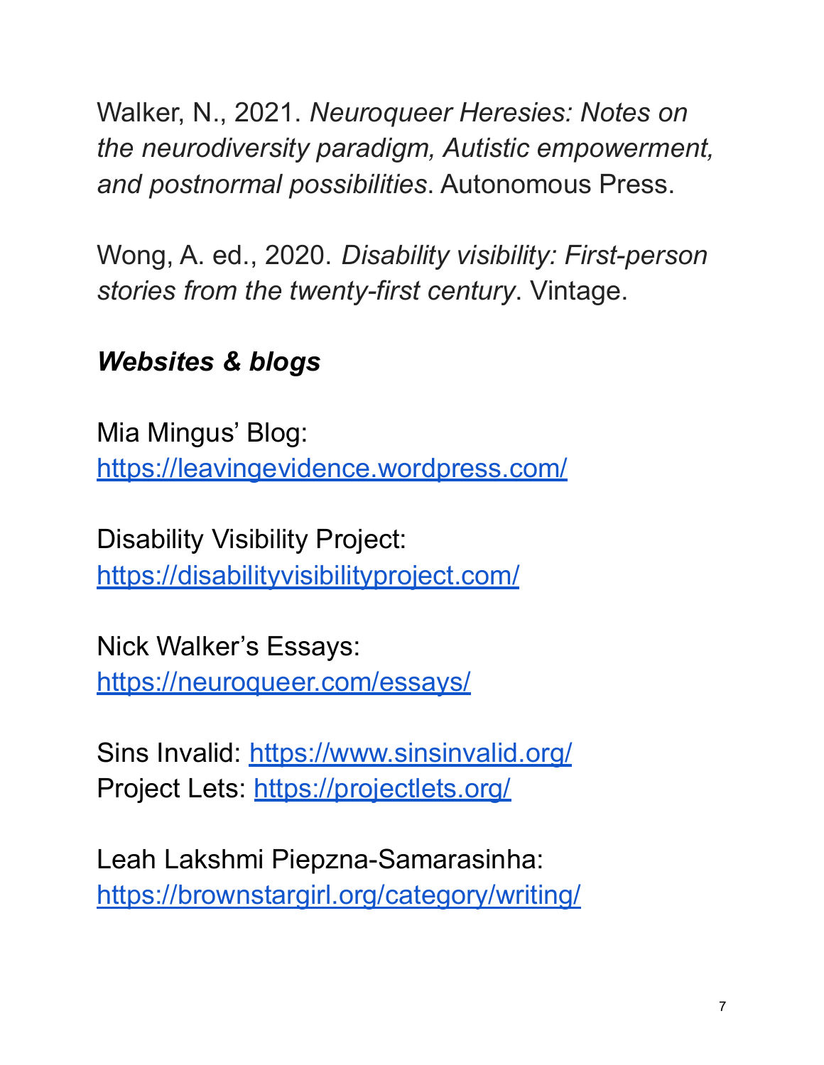Walker, N., 2021. *Neuroqueer Heresies: Notes on the neurodiversity paradigm, Autistic empowerment, and postnormal possibilities*. Autonomous Press.

Wong, A. ed., 2020. *Disability visibility: First-person stories from the twenty-first century*. Vintage.

***Websites & blogs***

Mia Mingus' Blog:
https://leavingevidence.wordpress.com/

Disability Visibility Project:
https://disabilityvisibilityproject.com/

Nick Walker's Essays:
https://neuroqueer.com/essays/

Sins Invalid: https://www.sinsinvalid.org/
Project Lets: https://projectlets.org/

Leah Lakshmi Piepzna-Samarasinha:
https://brownstargirl.org/category/writing/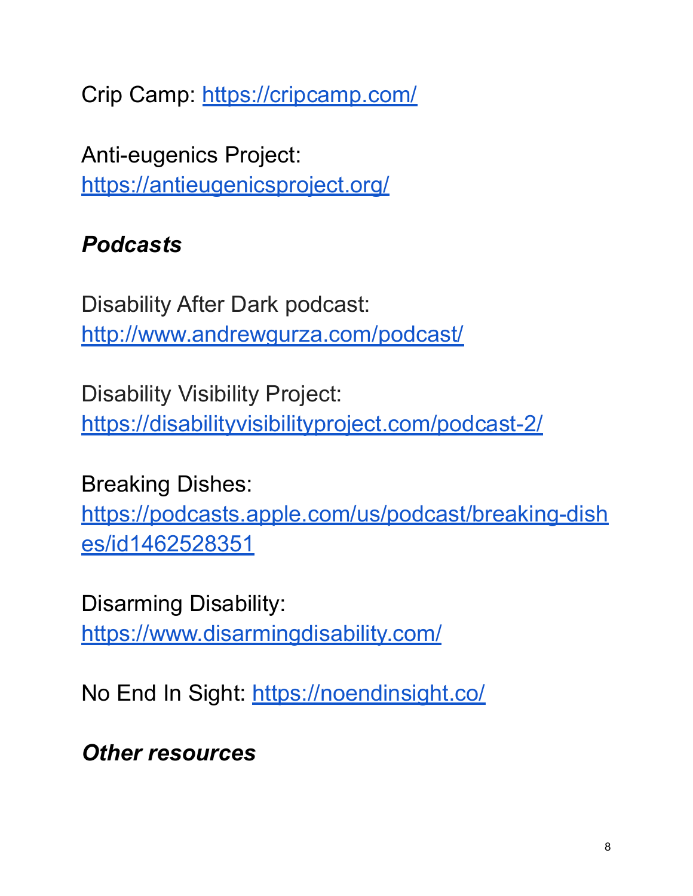Crip Camp: https://cripcamp.com/

Anti-eugenics Project:
https://antieugenicsproject.org/

### *Podcasts*

Disability After Dark podcast:
http://www.andrewgurza.com/podcast/

Disability Visibility Project:
https://disabilityvisibilityproject.com/podcast-2/

Breaking Dishes:
https://podcasts.apple.com/us/podcast/breaking-dishes/id1462528351

Disarming Disability:
https://www.disarmingdisability.com/

No End In Sight: https://noendinsight.co/

### *Other resources*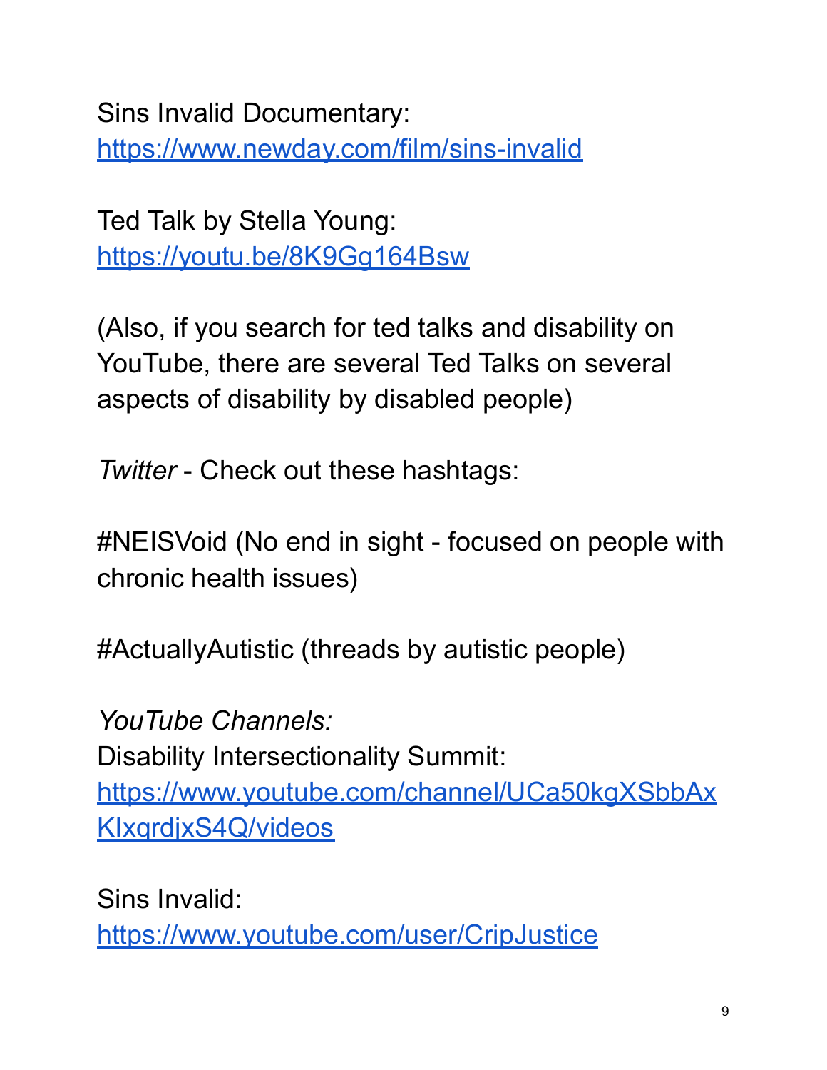Sins Invalid Documentary:
https://www.newday.com/film/sins-invalid

Ted Talk by Stella Young:
https://youtu.be/8K9Gg164Bsw

(Also, if you search for ted talks and disability on YouTube, there are several Ted Talks on several aspects of disability by disabled people)

*Twitter* - Check out these hashtags:

#NEISVoid (No end in sight - focused on people with chronic health issues)

#ActuallyAutistic (threads by autistic people)

*YouTube Channels:*
Disability Intersectionality Summit:
https://www.youtube.com/channel/UCa50kgXSbbAxKIxqrdjxS4Q/videos

Sins Invalid:
https://www.youtube.com/user/CripJustice